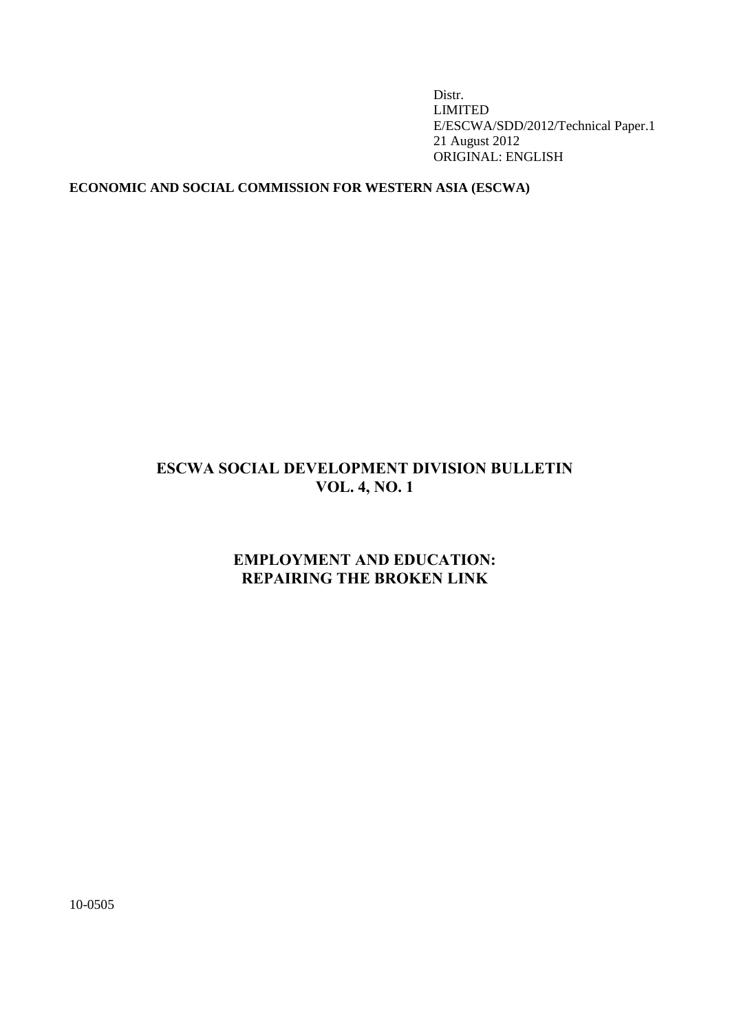Distr.
LIMITED
E/ESCWA/SDD/2012/Technical Paper.1
21 August 2012
ORIGINAL: ENGLISH

**ECONOMIC AND SOCIAL COMMISSION FOR WESTERN ASIA (ESCWA)**

# ESCWA SOCIAL DEVELOPMENT DIVISION BULLETIN
# VOL. 4, NO. 1

## EMPLOYMENT AND EDUCATION: REPAIRING THE BROKEN LINK

10-0505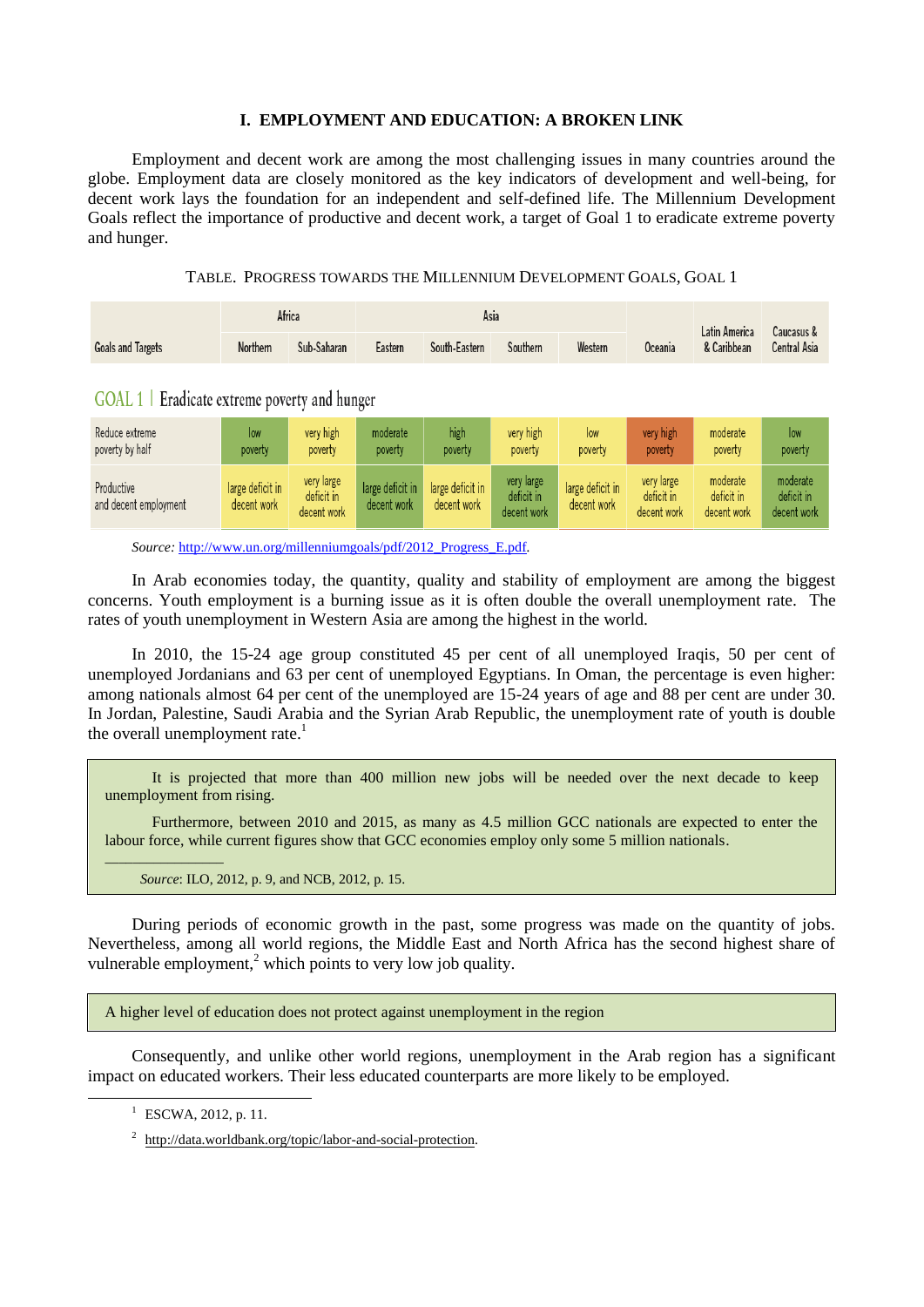# I. EMPLOYMENT AND EDUCATION: A BROKEN LINK

Employment and decent work are among the most challenging issues in many countries around the globe. Employment data are closely monitored as the key indicators of development and well-being, for decent work lays the foundation for an independent and self-defined life. The Millennium Development Goals reflect the importance of productive and decent work, a target of Goal 1 to eradicate extreme poverty and hunger.

TABLE. PROGRESS TOWARDS THE MILLENNIUM DEVELOPMENT GOALS, GOAL 1

| Goals and Targets | Africa | | Asia | | | | Oceania | Latin America & Caribbean | Caucasus & Central Asia |
|---|---|---|---|---|---|---|---|---|---|
| | Northern | Sub-Saharan | Eastern | South-Eastern | Southern | Western | | | |
| **GOAL 1 \| Eradicate extreme poverty and hunger** | | | | | | | | | |
| Reduce extreme poverty by half | low poverty | very high poverty | moderate poverty | high poverty | very high poverty | low poverty | very high poverty | moderate poverty | low poverty |
| Productive and decent employment | large deficit in decent work | very large deficit in decent work | large deficit in decent work | large deficit in decent work | very large deficit in decent work | large deficit in decent work | very large deficit in decent work | moderate deficit in decent work | moderate deficit in decent work |

*Source:* http://www.un.org/millenniumgoals/pdf/2012_Progress_E.pdf.

In Arab economies today, the quantity, quality and stability of employment are among the biggest concerns. Youth employment is a burning issue as it is often double the overall unemployment rate. The rates of youth unemployment in Western Asia are among the highest in the world.

In 2010, the 15-24 age group constituted 45 per cent of all unemployed Iraqis, 50 per cent of unemployed Jordanians and 63 per cent of unemployed Egyptians. In Oman, the percentage is even higher: among nationals almost 64 per cent of the unemployed are 15-24 years of age and 88 per cent are under 30. In Jordan, Palestine, Saudi Arabia and the Syrian Arab Republic, the unemployment rate of youth is double the overall unemployment rate.[1]

> It is projected that more than 400 million new jobs will be needed over the next decade to keep unemployment from rising.
>
> Furthermore, between 2010 and 2015, as many as 4.5 million GCC nationals are expected to enter the labour force, while current figures show that GCC economies employ only some 5 million nationals.
>
> *Source*: ILO, 2012, p. 9, and NCB, 2012, p. 15.

During periods of economic growth in the past, some progress was made on the quantity of jobs. Nevertheless, among all world regions, the Middle East and North Africa has the second highest share of vulnerable employment,[2] which points to very low job quality.

> A higher level of education does not protect against unemployment in the region

Consequently, and unlike other world regions, unemployment in the Arab region has a significant impact on educated workers. Their less educated counterparts are more likely to be employed.

---

[1] ESCWA, 2012, p. 11.

[2] http://data.worldbank.org/topic/labor-and-social-protection.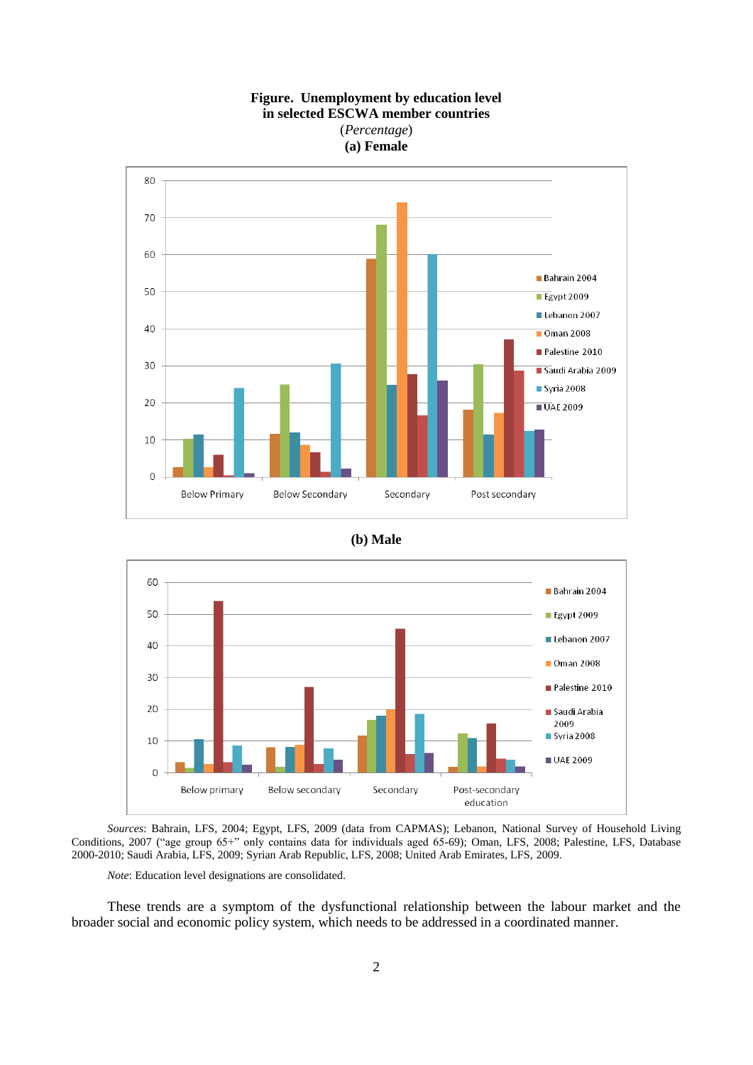**Figure. Unemployment by education level in selected ESCWA member countries**

(*Percentage*)

**(a) Female**

**(b) Male**

*Sources*: Bahrain, LFS, 2004; Egypt, LFS, 2009 (data from CAPMAS); Lebanon, National Survey of Household Living Conditions, 2007 ("age group 65+" only contains data for individuals aged 65-69); Oman, LFS, 2008; Palestine, LFS, Database 2000-2010; Saudi Arabia, LFS, 2009; Syrian Arab Republic, LFS, 2008; United Arab Emirates, LFS, 2009.

*Note*: Education level designations are consolidated.

These trends are a symptom of the dysfunctional relationship between the labour market and the broader social and economic policy system, which needs to be addressed in a coordinated manner.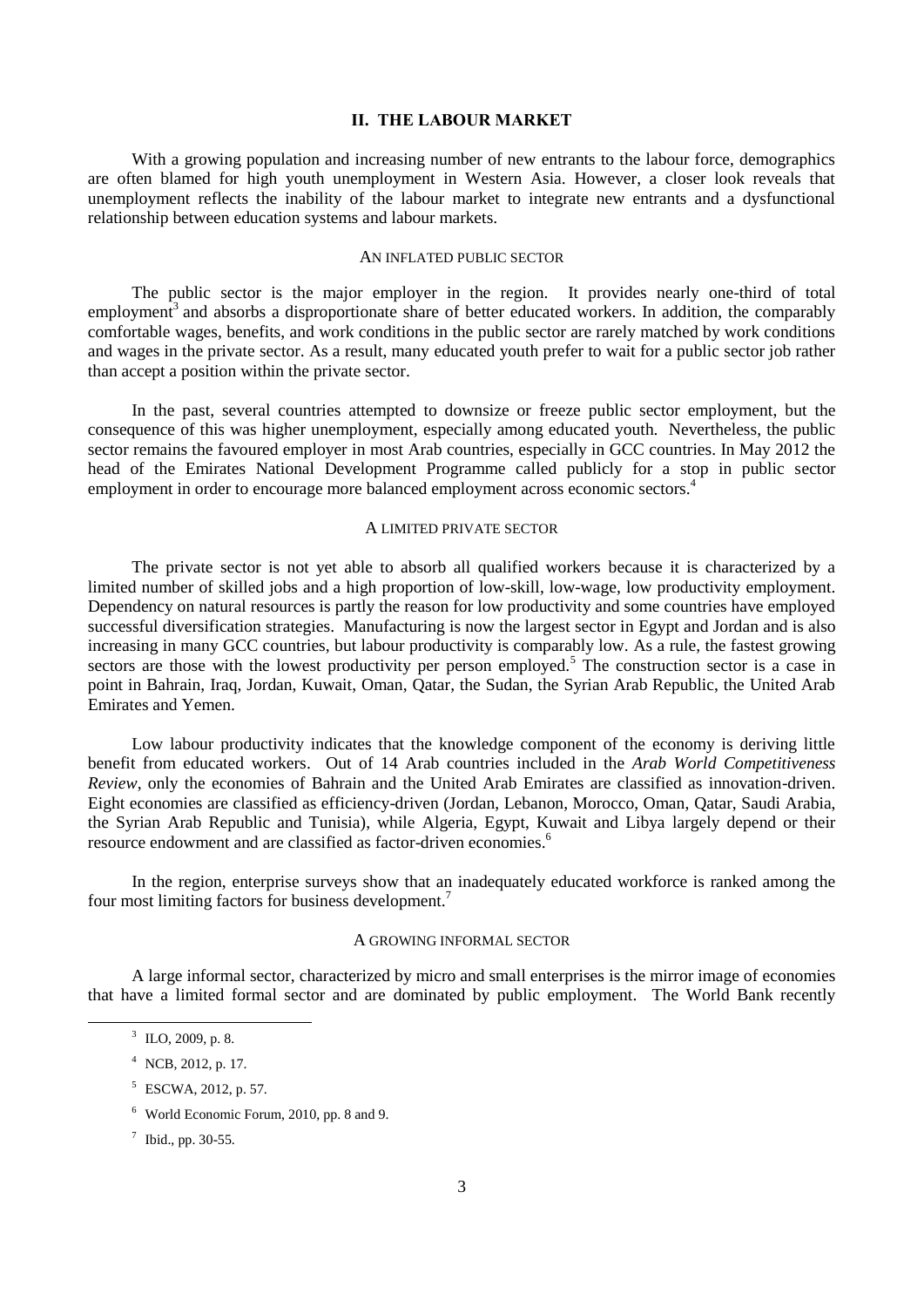## II. THE LABOUR MARKET

With a growing population and increasing number of new entrants to the labour force, demographics are often blamed for high youth unemployment in Western Asia. However, a closer look reveals that unemployment reflects the inability of the labour market to integrate new entrants and a dysfunctional relationship between education systems and labour markets.

### AN INFLATED PUBLIC SECTOR

The public sector is the major employer in the region. It provides nearly one-third of total employment[3] and absorbs a disproportionate share of better educated workers. In addition, the comparably comfortable wages, benefits, and work conditions in the public sector are rarely matched by work conditions and wages in the private sector. As a result, many educated youth prefer to wait for a public sector job rather than accept a position within the private sector.

In the past, several countries attempted to downsize or freeze public sector employment, but the consequence of this was higher unemployment, especially among educated youth. Nevertheless, the public sector remains the favoured employer in most Arab countries, especially in GCC countries. In May 2012 the head of the Emirates National Development Programme called publicly for a stop in public sector employment in order to encourage more balanced employment across economic sectors.[4]

### A LIMITED PRIVATE SECTOR

The private sector is not yet able to absorb all qualified workers because it is characterized by a limited number of skilled jobs and a high proportion of low-skill, low-wage, low productivity employment. Dependency on natural resources is partly the reason for low productivity and some countries have employed successful diversification strategies. Manufacturing is now the largest sector in Egypt and Jordan and is also increasing in many GCC countries, but labour productivity is comparably low. As a rule, the fastest growing sectors are those with the lowest productivity per person employed.[5] The construction sector is a case in point in Bahrain, Iraq, Jordan, Kuwait, Oman, Qatar, the Sudan, the Syrian Arab Republic, the United Arab Emirates and Yemen.

Low labour productivity indicates that the knowledge component of the economy is deriving little benefit from educated workers. Out of 14 Arab countries included in the *Arab World Competitiveness Review*, only the economies of Bahrain and the United Arab Emirates are classified as innovation-driven. Eight economies are classified as efficiency-driven (Jordan, Lebanon, Morocco, Oman, Qatar, Saudi Arabia, the Syrian Arab Republic and Tunisia), while Algeria, Egypt, Kuwait and Libya largely depend or their resource endowment and are classified as factor-driven economies.[6]

In the region, enterprise surveys show that an inadequately educated workforce is ranked among the four most limiting factors for business development.[7]

### A GROWING INFORMAL SECTOR

A large informal sector, characterized by micro and small enterprises is the mirror image of economies that have a limited formal sector and are dominated by public employment. The World Bank recently

---

[3] ILO, 2009, p. 8.

[4] NCB, 2012, p. 17.

[5] ESCWA, 2012, p. 57.

[6] World Economic Forum, 2010, pp. 8 and 9.

[7] Ibid., pp. 30-55.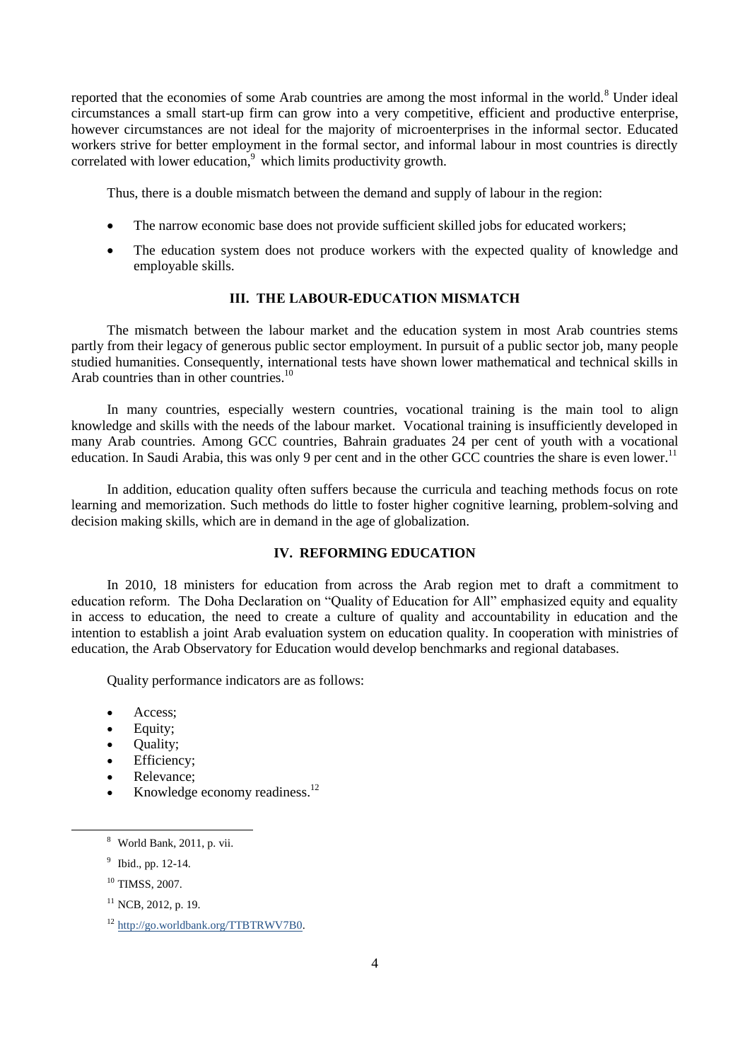reported that the economies of some Arab countries are among the most informal in the world.[8] Under ideal circumstances a small start-up firm can grow into a very competitive, efficient and productive enterprise, however circumstances are not ideal for the majority of microenterprises in the informal sector. Educated workers strive for better employment in the formal sector, and informal labour in most countries is directly correlated with lower education,[9] which limits productivity growth.

Thus, there is a double mismatch between the demand and supply of labour in the region:

- The narrow economic base does not provide sufficient skilled jobs for educated workers;
- The education system does not produce workers with the expected quality of knowledge and employable skills.

## III. THE LABOUR-EDUCATION MISMATCH

The mismatch between the labour market and the education system in most Arab countries stems partly from their legacy of generous public sector employment. In pursuit of a public sector job, many people studied humanities. Consequently, international tests have shown lower mathematical and technical skills in Arab countries than in other countries.[10]

In many countries, especially western countries, vocational training is the main tool to align knowledge and skills with the needs of the labour market. Vocational training is insufficiently developed in many Arab countries. Among GCC countries, Bahrain graduates 24 per cent of youth with a vocational education. In Saudi Arabia, this was only 9 per cent and in the other GCC countries the share is even lower.[11]

In addition, education quality often suffers because the curricula and teaching methods focus on rote learning and memorization. Such methods do little to foster higher cognitive learning, problem-solving and decision making skills, which are in demand in the age of globalization.

## IV. REFORMING EDUCATION

In 2010, 18 ministers for education from across the Arab region met to draft a commitment to education reform. The Doha Declaration on "Quality of Education for All" emphasized equity and equality in access to education, the need to create a culture of quality and accountability in education and the intention to establish a joint Arab evaluation system on education quality. In cooperation with ministries of education, the Arab Observatory for Education would develop benchmarks and regional databases.

Quality performance indicators are as follows:

- Access;
- Equity;
- Quality;
- Efficiency;
- Relevance;
- Knowledge economy readiness.[12]

---

[8] World Bank, 2011, p. vii.

[9] Ibid., pp. 12-14.

[10] TIMSS, 2007.

[11] NCB, 2012, p. 19.

[12] http://go.worldbank.org/TTBTRWV7B0.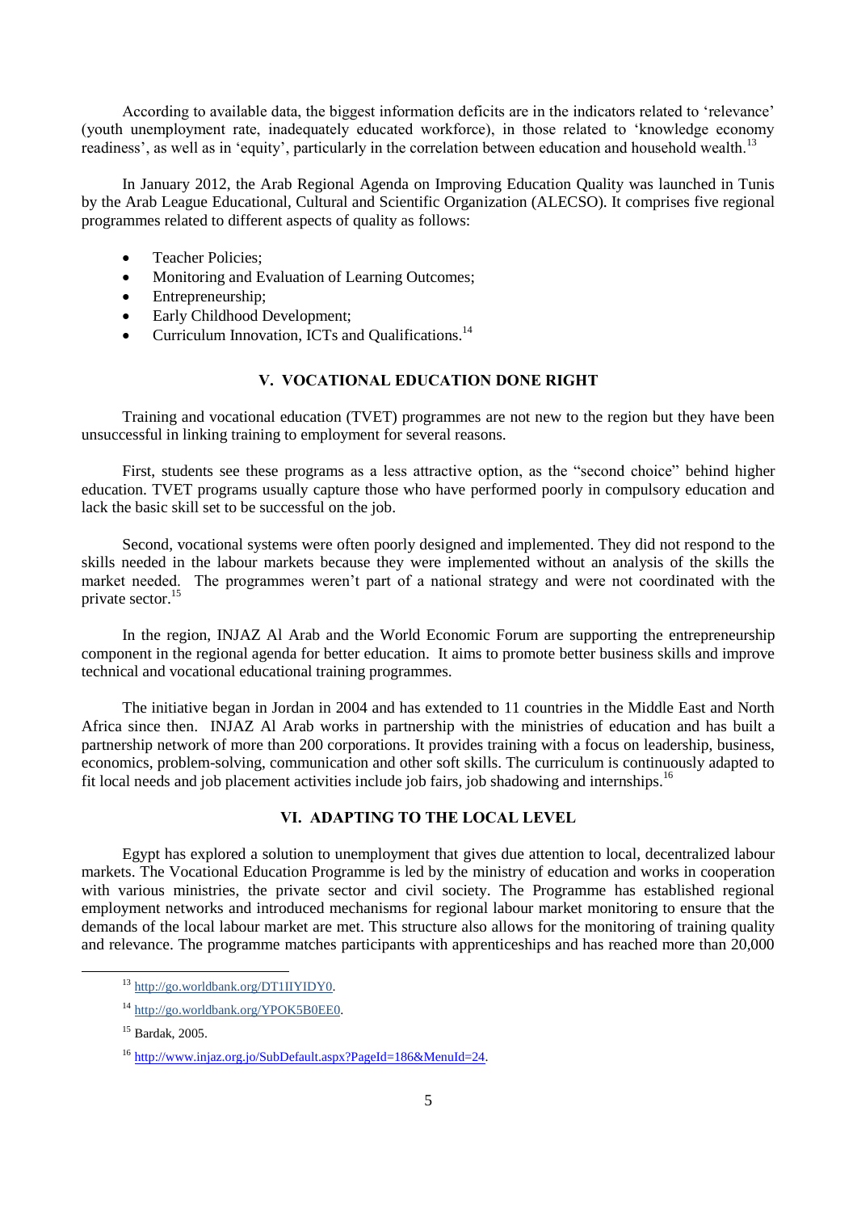According to available data, the biggest information deficits are in the indicators related to 'relevance' (youth unemployment rate, inadequately educated workforce), in those related to 'knowledge economy readiness', as well as in 'equity', particularly in the correlation between education and household wealth.[13]

In January 2012, the Arab Regional Agenda on Improving Education Quality was launched in Tunis by the Arab League Educational, Cultural and Scientific Organization (ALECSO). It comprises five regional programmes related to different aspects of quality as follows:

- Teacher Policies;
- Monitoring and Evaluation of Learning Outcomes;
- Entrepreneurship;
- Early Childhood Development;
- Curriculum Innovation, ICTs and Qualifications.[14]

## V. VOCATIONAL EDUCATION DONE RIGHT

Training and vocational education (TVET) programmes are not new to the region but they have been unsuccessful in linking training to employment for several reasons.

First, students see these programs as a less attractive option, as the "second choice" behind higher education. TVET programs usually capture those who have performed poorly in compulsory education and lack the basic skill set to be successful on the job.

Second, vocational systems were often poorly designed and implemented. They did not respond to the skills needed in the labour markets because they were implemented without an analysis of the skills the market needed. The programmes weren't part of a national strategy and were not coordinated with the private sector.[15]

In the region, INJAZ Al Arab and the World Economic Forum are supporting the entrepreneurship component in the regional agenda for better education. It aims to promote better business skills and improve technical and vocational educational training programmes.

The initiative began in Jordan in 2004 and has extended to 11 countries in the Middle East and North Africa since then. INJAZ Al Arab works in partnership with the ministries of education and has built a partnership network of more than 200 corporations. It provides training with a focus on leadership, business, economics, problem-solving, communication and other soft skills. The curriculum is continuously adapted to fit local needs and job placement activities include job fairs, job shadowing and internships.[16]

## VI. ADAPTING TO THE LOCAL LEVEL

Egypt has explored a solution to unemployment that gives due attention to local, decentralized labour markets. The Vocational Education Programme is led by the ministry of education and works in cooperation with various ministries, the private sector and civil society. The Programme has established regional employment networks and introduced mechanisms for regional labour market monitoring to ensure that the demands of the local labour market are met. This structure also allows for the monitoring of training quality and relevance. The programme matches participants with apprenticeships and has reached more than 20,000

---

[13] http://go.worldbank.org/DT1IIYIDY0.

[14] http://go.worldbank.org/YPOK5B0EE0.

[15] Bardak, 2005.

[16] http://www.injaz.org.jo/SubDefault.aspx?PageId=186&MenuId=24.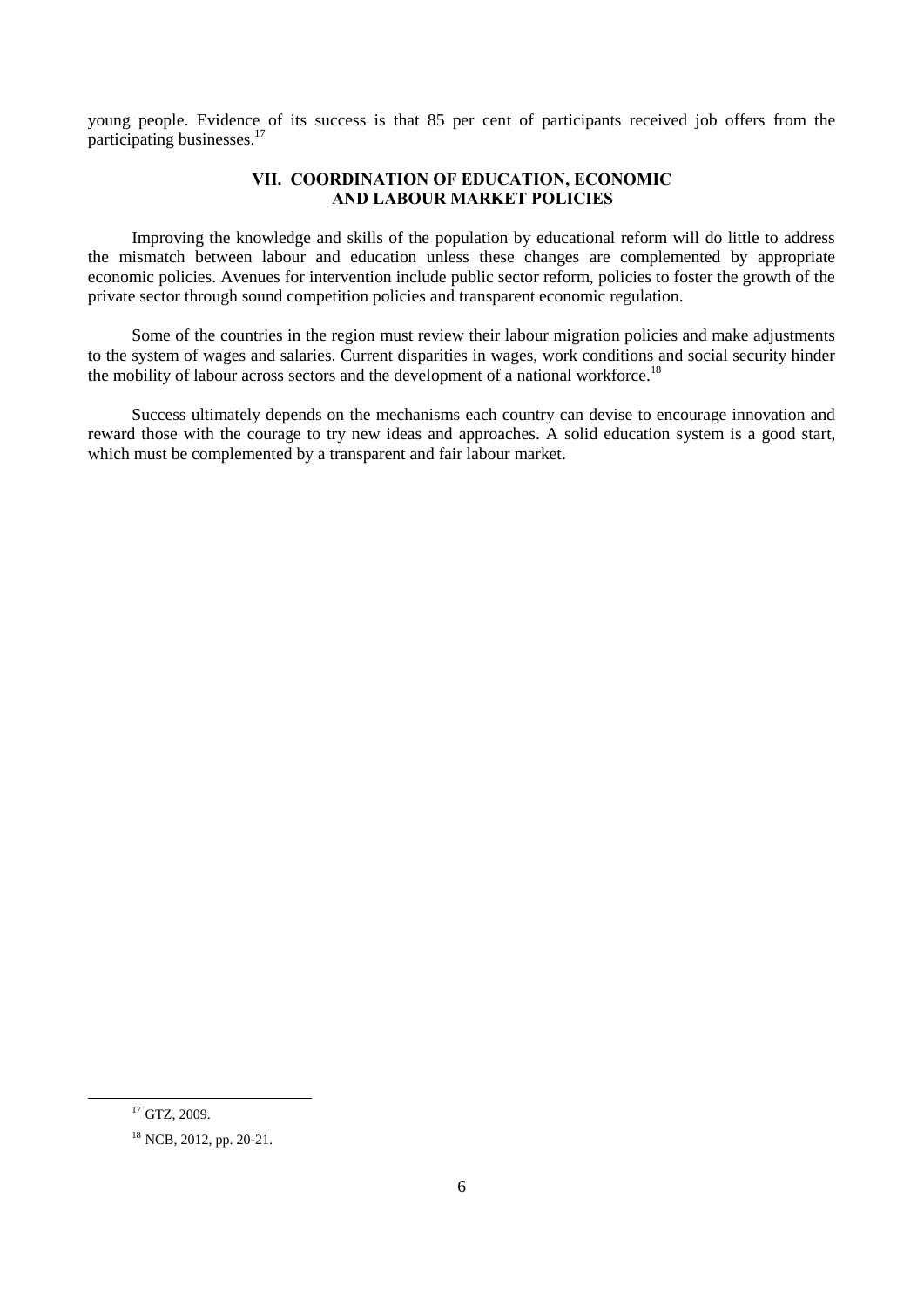young people. Evidence of its success is that 85 per cent of participants received job offers from the participating businesses.[17]

## VII. COORDINATION OF EDUCATION, ECONOMIC AND LABOUR MARKET POLICIES

Improving the knowledge and skills of the population by educational reform will do little to address the mismatch between labour and education unless these changes are complemented by appropriate economic policies. Avenues for intervention include public sector reform, policies to foster the growth of the private sector through sound competition policies and transparent economic regulation.

Some of the countries in the region must review their labour migration policies and make adjustments to the system of wages and salaries. Current disparities in wages, work conditions and social security hinder the mobility of labour across sectors and the development of a national workforce.[18]

Success ultimately depends on the mechanisms each country can devise to encourage innovation and reward those with the courage to try new ideas and approaches. A solid education system is a good start, which must be complemented by a transparent and fair labour market.

---

[17] GTZ, 2009.

[18] NCB, 2012, pp. 20-21.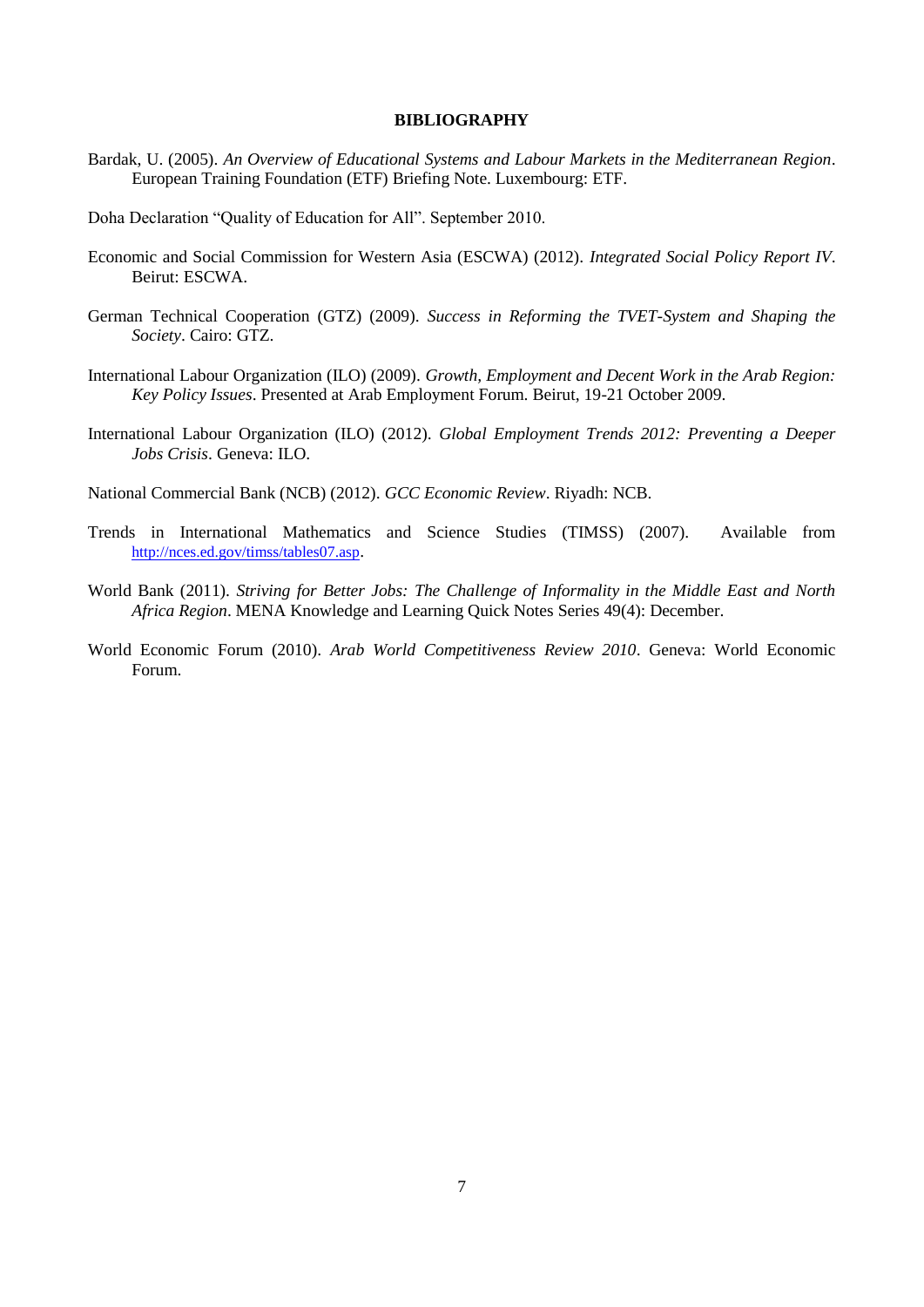## BIBLIOGRAPHY

Bardak, U. (2005). *An Overview of Educational Systems and Labour Markets in the Mediterranean Region*. European Training Foundation (ETF) Briefing Note. Luxembourg: ETF.

Doha Declaration "Quality of Education for All". September 2010.

Economic and Social Commission for Western Asia (ESCWA) (2012). *Integrated Social Policy Report IV*. Beirut: ESCWA.

German Technical Cooperation (GTZ) (2009). *Success in Reforming the TVET-System and Shaping the Society*. Cairo: GTZ.

International Labour Organization (ILO) (2009). *Growth, Employment and Decent Work in the Arab Region: Key Policy Issues*. Presented at Arab Employment Forum. Beirut, 19-21 October 2009.

International Labour Organization (ILO) (2012). *Global Employment Trends 2012: Preventing a Deeper Jobs Crisis*. Geneva: ILO.

National Commercial Bank (NCB) (2012). *GCC Economic Review*. Riyadh: NCB.

Trends in International Mathematics and Science Studies (TIMSS) (2007). Available from http://nces.ed.gov/timss/tables07.asp.

World Bank (2011). *Striving for Better Jobs: The Challenge of Informality in the Middle East and North Africa Region*. MENA Knowledge and Learning Quick Notes Series 49(4): December.

World Economic Forum (2010). *Arab World Competitiveness Review 2010*. Geneva: World Economic Forum.